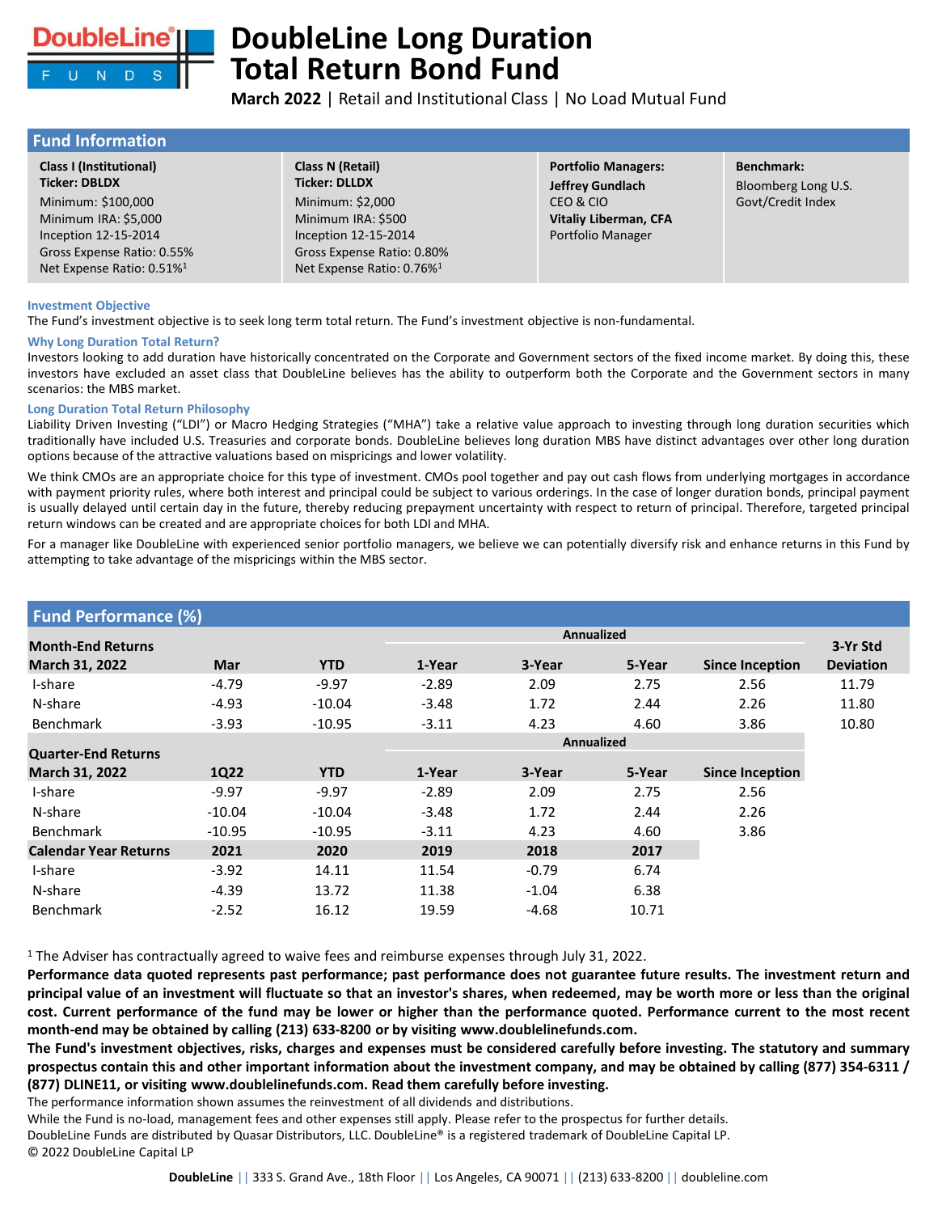# DoubleLine Long Duration Total Return Bond Fund

**March 2022** | Retail and Institutional Class | No Load Mutual Fund

## Fund Information

| Class I (Institutional) | Class N (Retail) | Portfolio Managers: | Benchmark: |
|---|---|---|---|
| **Ticker: DBLDX** | **Ticker: DLLDX** | **Jeffrey Gundlach** | Bloomberg Long U.S. Govt/Credit Index |
| Minimum: $100,000 | Minimum: $2,000 | CEO & CIO | |
| Minimum IRA: $5,000 | Minimum IRA: $500 | **Vitaliy Liberman, CFA** | |
| Inception 12-15-2014 | Inception 12-15-2014 | Portfolio Manager | |
| Gross Expense Ratio: 0.55% | Gross Expense Ratio: 0.80% | | |
| Net Expense Ratio: 0.51%[1] | Net Expense Ratio: 0.76%[1] | | |

### Investment Objective

The Fund's investment objective is to seek long term total return. The Fund's investment objective is non-fundamental.

### Why Long Duration Total Return?

Investors looking to add duration have historically concentrated on the Corporate and Government sectors of the fixed income market. By doing this, these investors have excluded an asset class that DoubleLine believes has the ability to outperform both the Corporate and the Government sectors in many scenarios: the MBS market.

### Long Duration Total Return Philosophy

Liability Driven Investing ("LDI") or Macro Hedging Strategies ("MHA") take a relative value approach to investing through long duration securities which traditionally have included U.S. Treasuries and corporate bonds. DoubleLine believes long duration MBS have distinct advantages over other long duration options because of the attractive valuations based on mispricings and lower volatility.

We think CMOs are an appropriate choice for this type of investment. CMOs pool together and pay out cash flows from underlying mortgages in accordance with payment priority rules, where both interest and principal could be subject to various orderings. In the case of longer duration bonds, principal payment is usually delayed until certain day in the future, thereby reducing prepayment uncertainty with respect to return of principal. Therefore, targeted principal return windows can be created and are appropriate choices for both LDI and MHA.

For a manager like DoubleLine with experienced senior portfolio managers, we believe we can potentially diversify risk and enhance returns in this Fund by attempting to take advantage of the mispricings within the MBS sector.

## Fund Performance (%)

| Month-End Returns March 31, 2022 | Mar | YTD | 1-Year (Annualized) | 3-Year (Annualized) | 5-Year (Annualized) | Since Inception (Annualized) | 3-Yr Std Deviation |
|---|---|---|---|---|---|---|---|
| I-share | -4.79 | -9.97 | -2.89 | 2.09 | 2.75 | 2.56 | 11.79 |
| N-share | -4.93 | -10.04 | -3.48 | 1.72 | 2.44 | 2.26 | 11.80 |
| Benchmark | -3.93 | -10.95 | -3.11 | 4.23 | 4.60 | 3.86 | 10.80 |

| Quarter-End Returns March 31, 2022 | 1Q22 | YTD | 1-Year (Annualized) | 3-Year (Annualized) | 5-Year (Annualized) | Since Inception (Annualized) |
|---|---|---|---|---|---|---|
| I-share | -9.97 | -9.97 | -2.89 | 2.09 | 2.75 | 2.56 |
| N-share | -10.04 | -10.04 | -3.48 | 1.72 | 2.44 | 2.26 |
| Benchmark | -10.95 | -10.95 | -3.11 | 4.23 | 4.60 | 3.86 |

| Calendar Year Returns | 2021 | 2020 | 2019 | 2018 | 2017 |
|---|---|---|---|---|---|
| I-share | -3.92 | 14.11 | 11.54 | -0.79 | 6.74 |
| N-share | -4.39 | 13.72 | 11.38 | -1.04 | 6.38 |
| Benchmark | -2.52 | 16.12 | 19.59 | -4.68 | 10.71 |

[1] The Adviser has contractually agreed to waive fees and reimburse expenses through July 31, 2022.

**Performance data quoted represents past performance; past performance does not guarantee future results. The investment return and principal value of an investment will fluctuate so that an investor's shares, when redeemed, may be worth more or less than the original cost. Current performance of the fund may be lower or higher than the performance quoted. Performance current to the most recent month-end may be obtained by calling (213) 633-8200 or by visiting www.doublelinefunds.com.**

**The Fund's investment objectives, risks, charges and expenses must be considered carefully before investing. The statutory and summary prospectus contain this and other important information about the investment company, and may be obtained by calling (877) 354-6311 / (877) DLINE11, or visiting www.doublelinefunds.com. Read them carefully before investing.**

The performance information shown assumes the reinvestment of all dividends and distributions.

While the Fund is no-load, management fees and other expenses still apply. Please refer to the prospectus for further details.

DoubleLine Funds are distributed by Quasar Distributors, LLC. DoubleLine® is a registered trademark of DoubleLine Capital LP.

© 2022 DoubleLine Capital LP

**DoubleLine** || 333 S. Grand Ave., 18th Floor || Los Angeles, CA 90071 || (213) 633-8200 || doubleline.com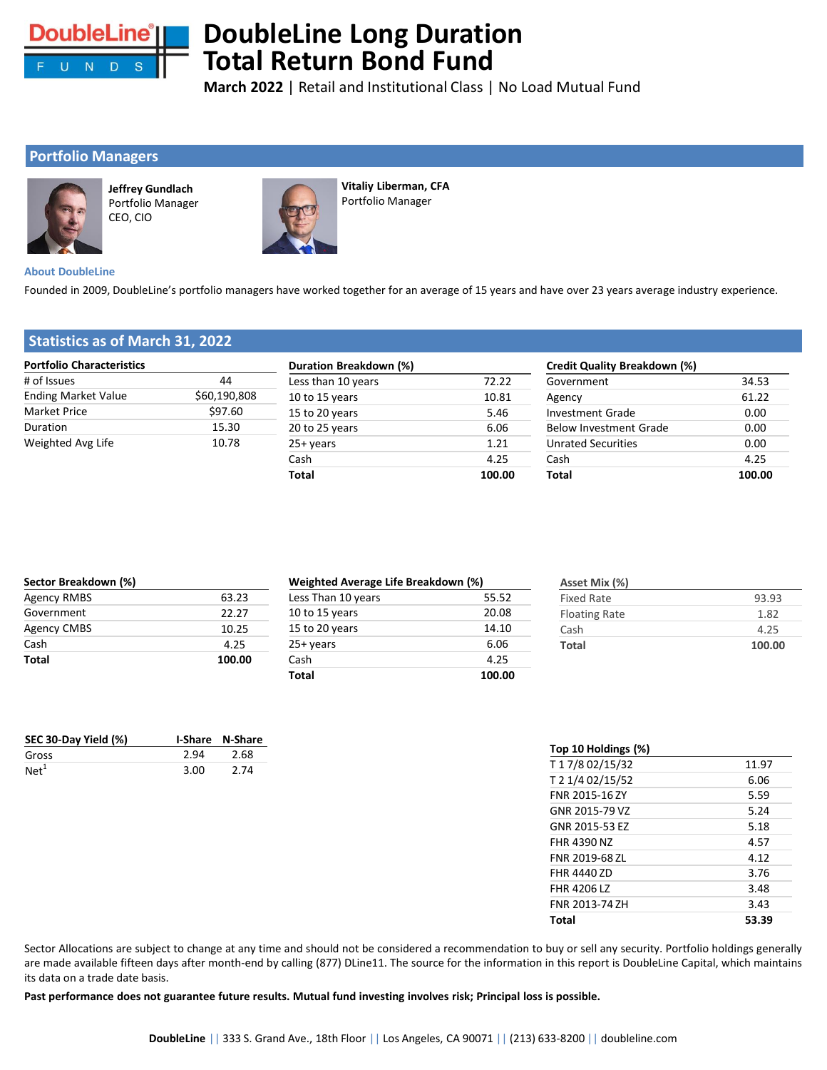# DoubleLine Long Duration Total Return Bond Fund

**March 2022** | Retail and Institutional Class | No Load Mutual Fund

## Portfolio Managers

**Jeffrey Gundlach**
Portfolio Manager
CEO, CIO

**Vitaliy Liberman, CFA**
Portfolio Manager

### About DoubleLine

Founded in 2009, DoubleLine's portfolio managers have worked together for an average of 15 years and have over 23 years average industry experience.

## Statistics as of March 31, 2022

| Portfolio Characteristics | |
|---|---|
| # of Issues | 44 |
| Ending Market Value | $60,190,808 |
| Market Price | $97.60 |
| Duration | 15.30 |
| Weighted Avg Life | 10.78 |

| Duration Breakdown (%) | |
|---|---|
| Less than 10 years | 72.22 |
| 10 to 15 years | 10.81 |
| 15 to 20 years | 5.46 |
| 20 to 25 years | 6.06 |
| 25+ years | 1.21 |
| Cash | 4.25 |
| **Total** | **100.00** |

| Credit Quality Breakdown (%) | |
|---|---|
| Government | 34.53 |
| Agency | 61.22 |
| Investment Grade | 0.00 |
| Below Investment Grade | 0.00 |
| Unrated Securities | 0.00 |
| Cash | 4.25 |
| **Total** | **100.00** |

| Sector Breakdown (%) | |
|---|---|
| Agency RMBS | 63.23 |
| Government | 22.27 |
| Agency CMBS | 10.25 |
| Cash | 4.25 |
| **Total** | **100.00** |

| Weighted Average Life Breakdown (%) | |
|---|---|
| Less Than 10 years | 55.52 |
| 10 to 15 years | 20.08 |
| 15 to 20 years | 14.10 |
| 25+ years | 6.06 |
| Cash | 4.25 |
| **Total** | **100.00** |

| Asset Mix (%) | |
|---|---|
| Fixed Rate | 93.93 |
| Floating Rate | 1.82 |
| Cash | 4.25 |
| **Total** | **100.00** |

| SEC 30-Day Yield (%) | I-Share | N-Share |
|---|---|---|
| Gross | 2.94 | 2.68 |
| Net[1] | 3.00 | 2.74 |

| Top 10 Holdings (%) | |
|---|---|
| T 1 7/8 02/15/32 | 11.97 |
| T 2 1/4 02/15/52 | 6.06 |
| FNR 2015-16 ZY | 5.59 |
| GNR 2015-79 VZ | 5.24 |
| GNR 2015-53 EZ | 5.18 |
| FHR 4390 NZ | 4.57 |
| FNR 2019-68 ZL | 4.12 |
| FHR 4440 ZD | 3.76 |
| FHR 4206 LZ | 3.48 |
| FNR 2013-74 ZH | 3.43 |
| **Total** | **53.39** |

Sector Allocations are subject to change at any time and should not be considered a recommendation to buy or sell any security. Portfolio holdings generally are made available fifteen days after month-end by calling (877) DLine11. The source for the information in this report is DoubleLine Capital, which maintains its data on a trade date basis.

**Past performance does not guarantee future results. Mutual fund investing involves risk; Principal loss is possible.**

**DoubleLine** || 333 S. Grand Ave., 18th Floor || Los Angeles, CA 90071 || (213) 633-8200 || doubleline.com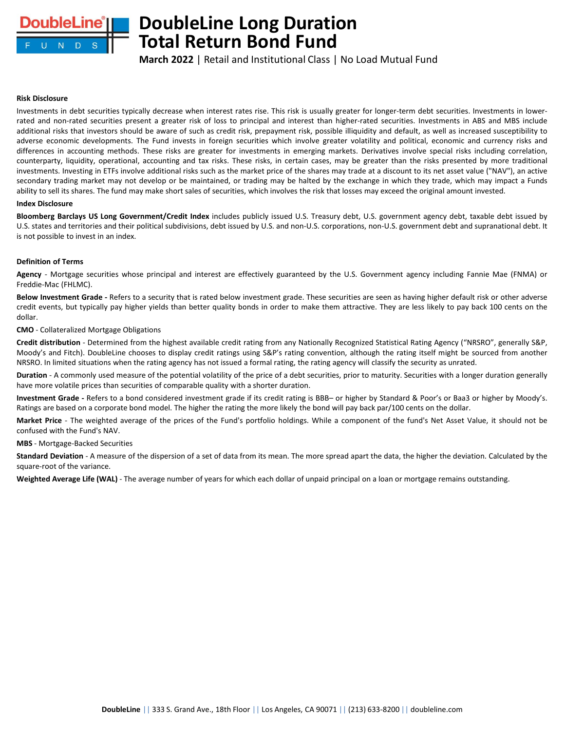# DoubleLine Long Duration Total Return Bond Fund

**March 2022** | Retail and Institutional Class | No Load Mutual Fund

**Risk Disclosure**

Investments in debt securities typically decrease when interest rates rise. This risk is usually greater for longer-term debt securities. Investments in lower-rated and non-rated securities present a greater risk of loss to principal and interest than higher-rated securities. Investments in ABS and MBS include additional risks that investors should be aware of such as credit risk, prepayment risk, possible illiquidity and default, as well as increased susceptibility to adverse economic developments. The Fund invests in foreign securities which involve greater volatility and political, economic and currency risks and differences in accounting methods. These risks are greater for investments in emerging markets. Derivatives involve special risks including correlation, counterparty, liquidity, operational, accounting and tax risks. These risks, in certain cases, may be greater than the risks presented by more traditional investments. Investing in ETFs involve additional risks such as the market price of the shares may trade at a discount to its net asset value ("NAV"), an active secondary trading market may not develop or be maintained, or trading may be halted by the exchange in which they trade, which may impact a Funds ability to sell its shares. The fund may make short sales of securities, which involves the risk that losses may exceed the original amount invested.

**Index Disclosure**

**Bloomberg Barclays US Long Government/Credit Index** includes publicly issued U.S. Treasury debt, U.S. government agency debt, taxable debt issued by U.S. states and territories and their political subdivisions, debt issued by U.S. and non-U.S. corporations, non-U.S. government debt and supranational debt. It is not possible to invest in an index.

**Definition of Terms**

**Agency** - Mortgage securities whose principal and interest are effectively guaranteed by the U.S. Government agency including Fannie Mae (FNMA) or Freddie-Mac (FHLMC).

**Below Investment Grade -** Refers to a security that is rated below investment grade. These securities are seen as having higher default risk or other adverse credit events, but typically pay higher yields than better quality bonds in order to make them attractive. They are less likely to pay back 100 cents on the dollar.

**CMO** - Collateralized Mortgage Obligations

**Credit distribution** - Determined from the highest available credit rating from any Nationally Recognized Statistical Rating Agency ("NRSRO", generally S&P, Moody's and Fitch). DoubleLine chooses to display credit ratings using S&P's rating convention, although the rating itself might be sourced from another NRSRO. In limited situations when the rating agency has not issued a formal rating, the rating agency will classify the security as unrated.

**Duration** - A commonly used measure of the potential volatility of the price of a debt securities, prior to maturity. Securities with a longer duration generally have more volatile prices than securities of comparable quality with a shorter duration.

**Investment Grade -** Refers to a bond considered investment grade if its credit rating is BBB– or higher by Standard & Poor's or Baa3 or higher by Moody's. Ratings are based on a corporate bond model. The higher the rating the more likely the bond will pay back par/100 cents on the dollar.

**Market Price** - The weighted average of the prices of the Fund's portfolio holdings. While a component of the fund's Net Asset Value, it should not be confused with the Fund's NAV.

**MBS** - Mortgage-Backed Securities

**Standard Deviation** - A measure of the dispersion of a set of data from its mean. The more spread apart the data, the higher the deviation. Calculated by the square-root of the variance.

**Weighted Average Life (WAL)** - The average number of years for which each dollar of unpaid principal on a loan or mortgage remains outstanding.

**DoubleLine** || 333 S. Grand Ave., 18th Floor || Los Angeles, CA 90071 || (213) 633-8200 || doubleline.com